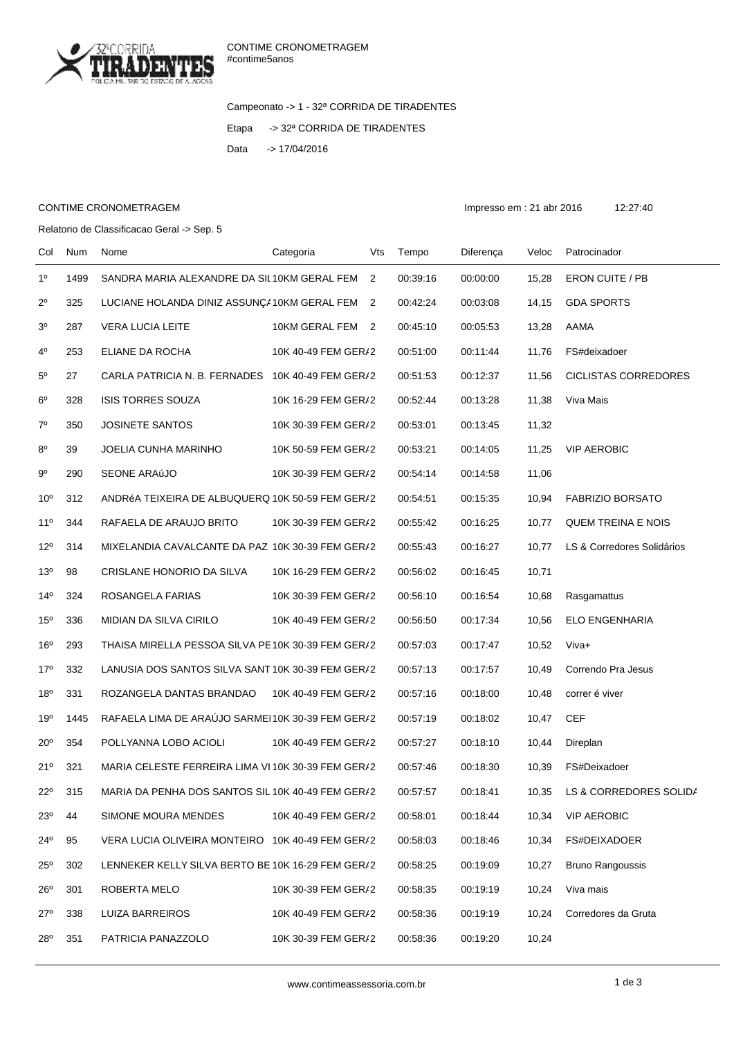CONTIME CRONOMETRAGEM
#contime5anos

Campeonato -> 1 - 32ª CORRIDA DE TIRADENTES

Etapa -> 32ª CORRIDA DE TIRADENTES

Data -> 17/04/2016

CONTIME CRONOMETRAGEM

Impresso em : 21 abr 2016 12:27:40

Relatorio de Classificacao Geral -> Sep. 5

| Col | Num | Nome | Categoria | Vts | Tempo | Diferença | Veloc | Patrocinador |
|---|---|---|---|---|---|---|---|---|
| 1º | 1499 | SANDRA MARIA ALEXANDRE DA SIL | 10KM GERAL FEM | 2 | 00:39:16 | 00:00:00 | 15,28 | ERON CUITE / PB |
| 2º | 325 | LUCIANE HOLANDA DINIZ ASSUNÇ/ | 10KM GERAL FEM | 2 | 00:42:24 | 00:03:08 | 14,15 | GDA SPORTS |
| 3º | 287 | VERA LUCIA LEITE | 10KM GERAL FEM | 2 | 00:45:10 | 00:05:53 | 13,28 | AAMA |
| 4º | 253 | ELIANE DA ROCHA | 10K 40-49 FEM GER/ | 2 | 00:51:00 | 00:11:44 | 11,76 | FS#deixadoer |
| 5º | 27 | CARLA PATRICIA N. B. FERNADES | 10K 40-49 FEM GER/ | 2 | 00:51:53 | 00:12:37 | 11,56 | CICLISTAS CORREDORES |
| 6º | 328 | ISIS TORRES SOUZA | 10K 16-29 FEM GER/ | 2 | 00:52:44 | 00:13:28 | 11,38 | Viva Mais |
| 7º | 350 | JOSINETE SANTOS | 10K 30-39 FEM GER/ | 2 | 00:53:01 | 00:13:45 | 11,32 | |
| 8º | 39 | JOELIA CUNHA MARINHO | 10K 50-59 FEM GER/ | 2 | 00:53:21 | 00:14:05 | 11,25 | VIP AEROBIC |
| 9º | 290 | SEONE ARAúJO | 10K 30-39 FEM GER/ | 2 | 00:54:14 | 00:14:58 | 11,06 | |
| 10º | 312 | ANDRéA TEIXEIRA DE ALBUQUERQ | 10K 50-59 FEM GER/ | 2 | 00:54:51 | 00:15:35 | 10,94 | FABRIZIO BORSATO |
| 11º | 344 | RAFAELA DE ARAUJO BRITO | 10K 30-39 FEM GER/ | 2 | 00:55:42 | 00:16:25 | 10,77 | QUEM TREINA E NOIS |
| 12º | 314 | MIXELANDIA CAVALCANTE DA PAZ | 10K 30-39 FEM GER/ | 2 | 00:55:43 | 00:16:27 | 10,77 | LS & Corredores Solidários |
| 13º | 98 | CRISLANE HONORIO DA SILVA | 10K 16-29 FEM GER/ | 2 | 00:56:02 | 00:16:45 | 10,71 | |
| 14º | 324 | ROSANGELA FARIAS | 10K 30-39 FEM GER/ | 2 | 00:56:10 | 00:16:54 | 10,68 | Rasgamattus |
| 15º | 336 | MIDIAN DA SILVA CIRILO | 10K 40-49 FEM GER/ | 2 | 00:56:50 | 00:17:34 | 10,56 | ELO ENGENHARIA |
| 16º | 293 | THAISA MIRELLA PESSOA SILVA PE | 10K 30-39 FEM GER/ | 2 | 00:57:03 | 00:17:47 | 10,52 | Viva+ |
| 17º | 332 | LANUSIA DOS SANTOS SILVA SANT | 10K 30-39 FEM GER/ | 2 | 00:57:13 | 00:17:57 | 10,49 | Correndo Pra Jesus |
| 18º | 331 | ROZANGELA DANTAS BRANDAO | 10K 40-49 FEM GER/ | 2 | 00:57:16 | 00:18:00 | 10,48 | correr é viver |
| 19º | 1445 | RAFAELA LIMA DE ARAÚJO SARMEI | 10K 30-39 FEM GER/ | 2 | 00:57:19 | 00:18:02 | 10,47 | CEF |
| 20º | 354 | POLLYANNA LOBO ACIOLI | 10K 40-49 FEM GER/ | 2 | 00:57:27 | 00:18:10 | 10,44 | Direplan |
| 21º | 321 | MARIA CELESTE FERREIRA LIMA VI | 10K 30-39 FEM GER/ | 2 | 00:57:46 | 00:18:30 | 10,39 | FS#Deixadoer |
| 22º | 315 | MARIA DA PENHA DOS SANTOS SIL | 10K 40-49 FEM GER/ | 2 | 00:57:57 | 00:18:41 | 10,35 | LS & CORREDORES SOLID/ |
| 23º | 44 | SIMONE MOURA MENDES | 10K 40-49 FEM GER/ | 2 | 00:58:01 | 00:18:44 | 10,34 | VIP AEROBIC |
| 24º | 95 | VERA LUCIA OLIVEIRA MONTEIRO | 10K 40-49 FEM GER/ | 2 | 00:58:03 | 00:18:46 | 10,34 | FS#DEIXADOER |
| 25º | 302 | LENNEKER KELLY SILVA BERTO BE | 10K 16-29 FEM GER/ | 2 | 00:58:25 | 00:19:09 | 10,27 | Bruno Rangoussis |
| 26º | 301 | ROBERTA MELO | 10K 30-39 FEM GER/ | 2 | 00:58:35 | 00:19:19 | 10,24 | Viva mais |
| 27º | 338 | LUIZA BARREIROS | 10K 40-49 FEM GER/ | 2 | 00:58:36 | 00:19:19 | 10,24 | Corredores da Gruta |
| 28º | 351 | PATRICIA PANAZZOLO | 10K 30-39 FEM GER/ | 2 | 00:58:36 | 00:19:20 | 10,24 | |

www.contimeassessoria.com.br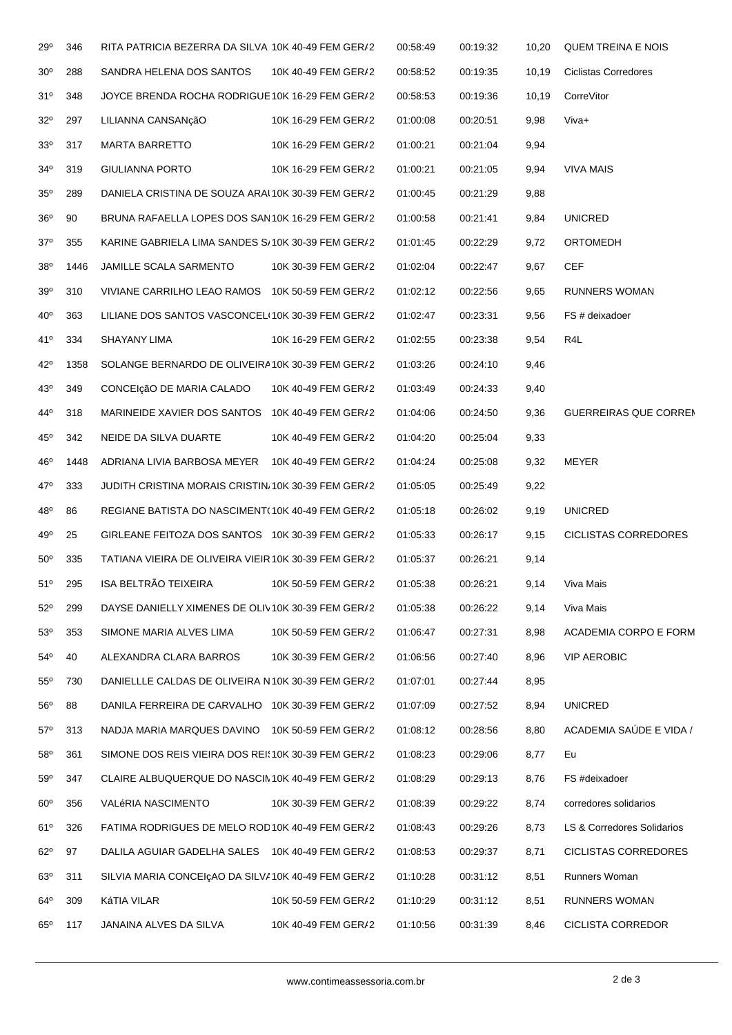| | | | | | | | |
|---|---|---|---|---|---|---|---|
| 29º | 346 | RITA PATRICIA BEZERRA DA SILVA | 10K 40-49 FEM GER/2 | 00:58:49 | 00:19:32 | 10,20 | QUEM TREINA E NOIS |
| 30º | 288 | SANDRA HELENA DOS SANTOS | 10K 40-49 FEM GER/2 | 00:58:52 | 00:19:35 | 10,19 | Ciclistas Corredores |
| 31º | 348 | JOYCE BRENDA ROCHA RODRIGUE | 10K 16-29 FEM GER/2 | 00:58:53 | 00:19:36 | 10,19 | CorreVitor |
| 32º | 297 | LILIANNA CANSANçãO | 10K 16-29 FEM GER/2 | 01:00:08 | 00:20:51 | 9,98 | Viva+ |
| 33º | 317 | MARTA BARRETTO | 10K 16-29 FEM GER/2 | 01:00:21 | 00:21:04 | 9,94 | |
| 34º | 319 | GIULIANNA PORTO | 10K 16-29 FEM GER/2 | 01:00:21 | 00:21:05 | 9,94 | VIVA MAIS |
| 35º | 289 | DANIELA CRISTINA DE SOUZA ARAI | 10K 30-39 FEM GER/2 | 01:00:45 | 00:21:29 | 9,88 | |
| 36º | 90 | BRUNA RAFAELLA LOPES DOS SAN | 10K 16-29 FEM GER/2 | 01:00:58 | 00:21:41 | 9,84 | UNICRED |
| 37º | 355 | KARINE GABRIELA LIMA SANDES S | 10K 30-39 FEM GER/2 | 01:01:45 | 00:22:29 | 9,72 | ORTOMEDH |
| 38º | 1446 | JAMILLE SCALA SARMENTO | 10K 30-39 FEM GER/2 | 01:02:04 | 00:22:47 | 9,67 | CEF |
| 39º | 310 | VIVIANE CARRILHO LEAO RAMOS | 10K 50-59 FEM GER/2 | 01:02:12 | 00:22:56 | 9,65 | RUNNERS WOMAN |
| 40º | 363 | LILIANE DOS SANTOS VASCONCEL | 10K 30-39 FEM GER/2 | 01:02:47 | 00:23:31 | 9,56 | FS # deixadoer |
| 41º | 334 | SHAYANY LIMA | 10K 16-29 FEM GER/2 | 01:02:55 | 00:23:38 | 9,54 | R4L |
| 42º | 1358 | SOLANGE BERNARDO DE OLIVEIRA | 10K 30-39 FEM GER/2 | 01:03:26 | 00:24:10 | 9,46 | |
| 43º | 349 | CONCEIçãO DE MARIA CALADO | 10K 40-49 FEM GER/2 | 01:03:49 | 00:24:33 | 9,40 | |
| 44º | 318 | MARINEIDE XAVIER DOS SANTOS | 10K 40-49 FEM GER/2 | 01:04:06 | 00:24:50 | 9,36 | GUERREIRAS QUE CORREM |
| 45º | 342 | NEIDE DA SILVA DUARTE | 10K 40-49 FEM GER/2 | 01:04:20 | 00:25:04 | 9,33 | |
| 46º | 1448 | ADRIANA LIVIA BARBOSA MEYER | 10K 40-49 FEM GER/2 | 01:04:24 | 00:25:08 | 9,32 | MEYER |
| 47º | 333 | JUDITH CRISTINA MORAIS CRISTIN | 10K 30-39 FEM GER/2 | 01:05:05 | 00:25:49 | 9,22 | |
| 48º | 86 | REGIANE BATISTA DO NASCIMENT | 10K 40-49 FEM GER/2 | 01:05:18 | 00:26:02 | 9,19 | UNICRED |
| 49º | 25 | GIRLEANE FEITOZA DOS SANTOS | 10K 30-39 FEM GER/2 | 01:05:33 | 00:26:17 | 9,15 | CICLISTAS CORREDORES |
| 50º | 335 | TATIANA VIEIRA DE OLIVEIRA VIEIR | 10K 30-39 FEM GER/2 | 01:05:37 | 00:26:21 | 9,14 | |
| 51º | 295 | ISA BELTRÃO TEIXEIRA | 10K 50-59 FEM GER/2 | 01:05:38 | 00:26:21 | 9,14 | Viva Mais |
| 52º | 299 | DAYSE DANIELLY XIMENES DE OLIV | 10K 30-39 FEM GER/2 | 01:05:38 | 00:26:22 | 9,14 | Viva Mais |
| 53º | 353 | SIMONE MARIA ALVES LIMA | 10K 50-59 FEM GER/2 | 01:06:47 | 00:27:31 | 8,98 | ACADEMIA CORPO E FORM |
| 54º | 40 | ALEXANDRA CLARA BARROS | 10K 30-39 FEM GER/2 | 01:06:56 | 00:27:40 | 8,96 | VIP AEROBIC |
| 55º | 730 | DANIELLLE CALDAS DE OLIVEIRA N | 10K 30-39 FEM GER/2 | 01:07:01 | 00:27:44 | 8,95 | |
| 56º | 88 | DANILA FERREIRA DE CARVALHO | 10K 30-39 FEM GER/2 | 01:07:09 | 00:27:52 | 8,94 | UNICRED |
| 57º | 313 | NADJA MARIA MARQUES DAVINO | 10K 50-59 FEM GER/2 | 01:08:12 | 00:28:56 | 8,80 | ACADEMIA SAÚDE E VIDA / |
| 58º | 361 | SIMONE DOS REIS VIEIRA DOS REI | 10K 30-39 FEM GER/2 | 01:08:23 | 00:29:06 | 8,77 | Eu |
| 59º | 347 | CLAIRE ALBUQUERQUE DO NASCIM | 10K 40-49 FEM GER/2 | 01:08:29 | 00:29:13 | 8,76 | FS #deixadoer |
| 60º | 356 | VALéRIA NASCIMENTO | 10K 30-39 FEM GER/2 | 01:08:39 | 00:29:22 | 8,74 | corredores solidarios |
| 61º | 326 | FATIMA RODRIGUES DE MELO ROD | 10K 40-49 FEM GER/2 | 01:08:43 | 00:29:26 | 8,73 | LS & Corredores Solidarios |
| 62º | 97 | DALILA AGUIAR GADELHA SALES | 10K 40-49 FEM GER/2 | 01:08:53 | 00:29:37 | 8,71 | CICLISTAS CORREDORES |
| 63º | 311 | SILVIA MARIA CONCEIçAO DA SILVA | 10K 40-49 FEM GER/2 | 01:10:28 | 00:31:12 | 8,51 | Runners Woman |
| 64º | 309 | KáTIA VILAR | 10K 50-59 FEM GER/2 | 01:10:29 | 00:31:12 | 8,51 | RUNNERS WOMAN |
| 65º | 117 | JANAINA ALVES DA SILVA | 10K 40-49 FEM GER/2 | 01:10:56 | 00:31:39 | 8,46 | CICLISTA CORREDOR |

www.contimeassessoria.com.br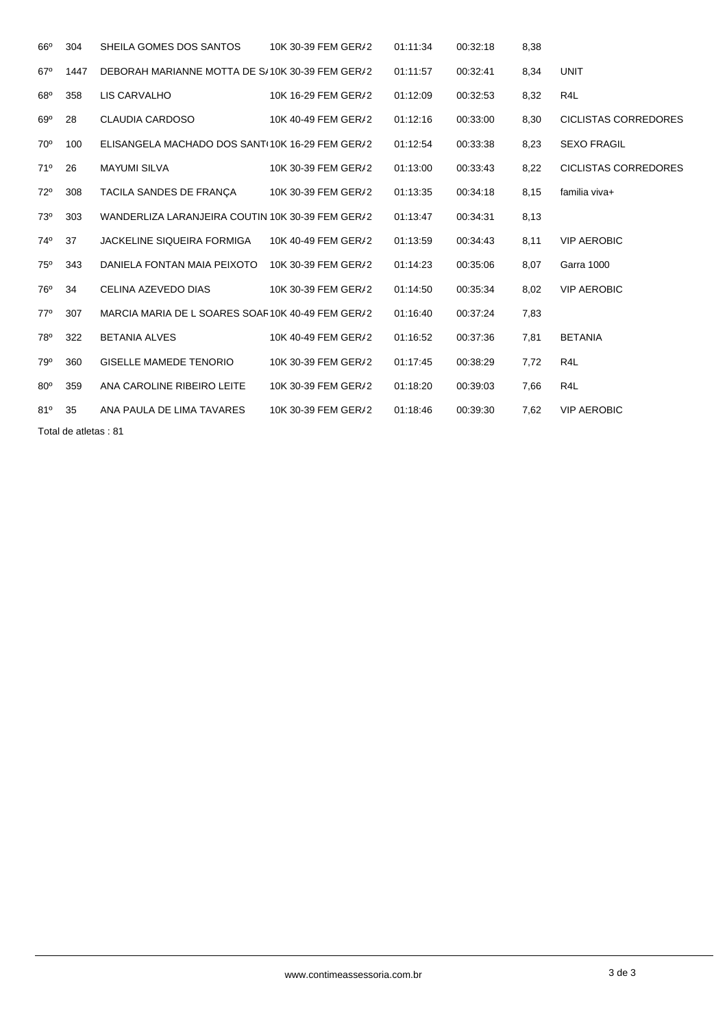| | | | | | | | |
|---|---|---|---|---|---|---|---|
| 66º | 304 | SHEILA GOMES DOS SANTOS | 10K 30-39 FEM GER/2 | 01:11:34 | 00:32:18 | 8,38 | |
| 67º | 1447 | DEBORAH MARIANNE MOTTA DE S/ | 10K 30-39 FEM GER/2 | 01:11:57 | 00:32:41 | 8,34 | UNIT |
| 68º | 358 | LIS CARVALHO | 10K 16-29 FEM GER/2 | 01:12:09 | 00:32:53 | 8,32 | R4L |
| 69º | 28 | CLAUDIA CARDOSO | 10K 40-49 FEM GER/2 | 01:12:16 | 00:33:00 | 8,30 | CICLISTAS CORREDORES |
| 70º | 100 | ELISANGELA MACHADO DOS SANT( | 10K 16-29 FEM GER/2 | 01:12:54 | 00:33:38 | 8,23 | SEXO FRAGIL |
| 71º | 26 | MAYUMI SILVA | 10K 30-39 FEM GER/2 | 01:13:00 | 00:33:43 | 8,22 | CICLISTAS CORREDORES |
| 72º | 308 | TACILA SANDES DE FRANÇA | 10K 30-39 FEM GER/2 | 01:13:35 | 00:34:18 | 8,15 | familia viva+ |
| 73º | 303 | WANDERLIZA LARANJEIRA COUTIN | 10K 30-39 FEM GER/2 | 01:13:47 | 00:34:31 | 8,13 | |
| 74º | 37 | JACKELINE SIQUEIRA FORMIGA | 10K 40-49 FEM GER/2 | 01:13:59 | 00:34:43 | 8,11 | VIP AEROBIC |
| 75º | 343 | DANIELA FONTAN MAIA PEIXOTO | 10K 30-39 FEM GER/2 | 01:14:23 | 00:35:06 | 8,07 | Garra 1000 |
| 76º | 34 | CELINA AZEVEDO DIAS | 10K 30-39 FEM GER/2 | 01:14:50 | 00:35:34 | 8,02 | VIP AEROBIC |
| 77º | 307 | MARCIA MARIA DE L SOARES SOAF | 10K 40-49 FEM GER/2 | 01:16:40 | 00:37:24 | 7,83 | |
| 78º | 322 | BETANIA ALVES | 10K 40-49 FEM GER/2 | 01:16:52 | 00:37:36 | 7,81 | BETANIA |
| 79º | 360 | GISELLE MAMEDE TENORIO | 10K 30-39 FEM GER/2 | 01:17:45 | 00:38:29 | 7,72 | R4L |
| 80º | 359 | ANA CAROLINE RIBEIRO LEITE | 10K 30-39 FEM GER/2 | 01:18:20 | 00:39:03 | 7,66 | R4L |
| 81º | 35 | ANA PAULA DE LIMA TAVARES | 10K 30-39 FEM GER/2 | 01:18:46 | 00:39:30 | 7,62 | VIP AEROBIC |

Total de atletas : 81

www.contimeassessoria.com.br